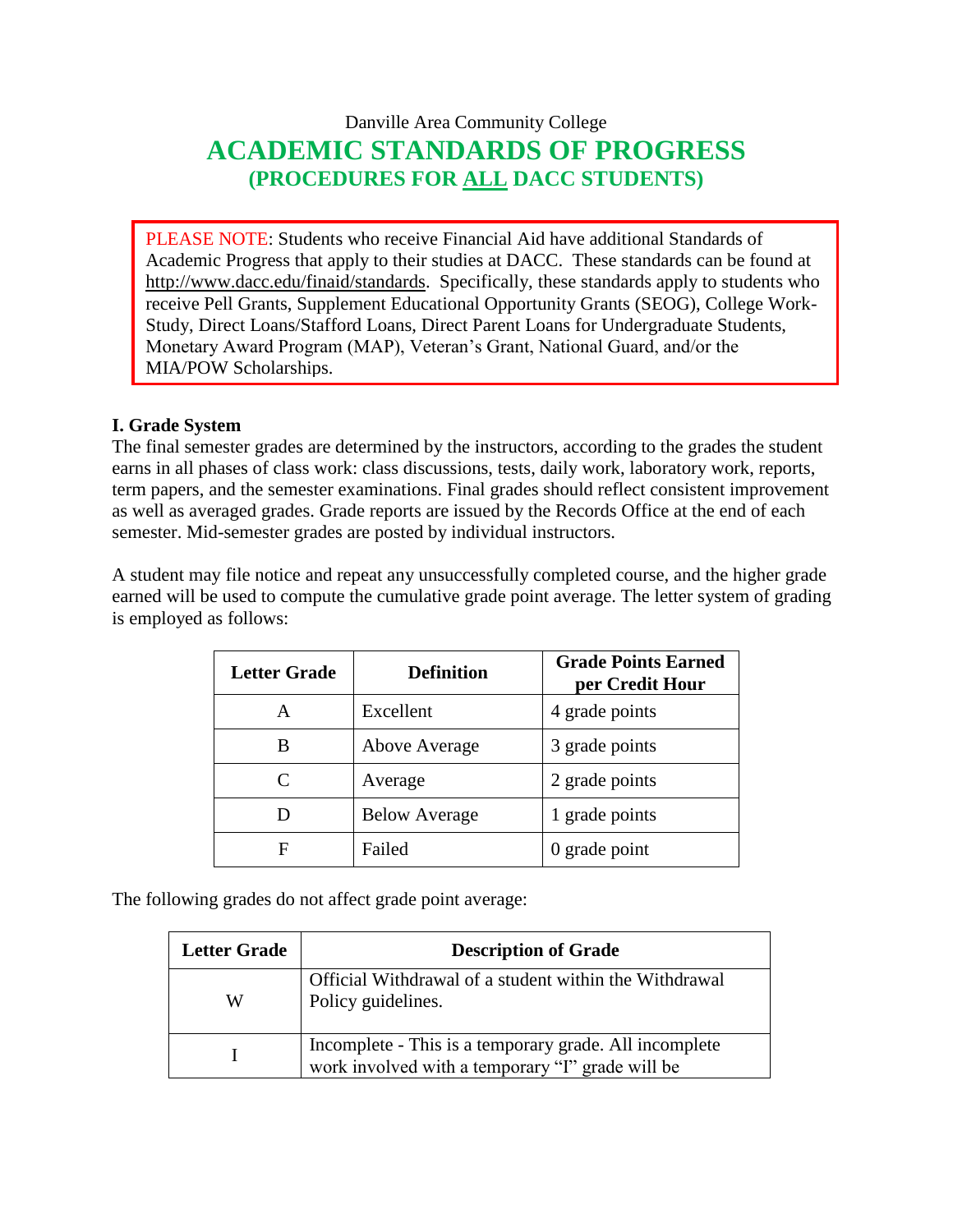Danville Area Community College

# ACADEMIC STANDARDS OF PROGRESS

## (PROCEDURES FOR ALL DACC STUDENTS)

> PLEASE NOTE: Students who receive Financial Aid have additional Standards of Academic Progress that apply to their studies at DACC. These standards can be found at http://www.dacc.edu/finaid/standards. Specifically, these standards apply to students who receive Pell Grants, Supplement Educational Opportunity Grants (SEOG), College Work-Study, Direct Loans/Stafford Loans, Direct Parent Loans for Undergraduate Students, Monetary Award Program (MAP), Veteran's Grant, National Guard, and/or the MIA/POW Scholarships.

### I. Grade System

The final semester grades are determined by the instructors, according to the grades the student earns in all phases of class work: class discussions, tests, daily work, laboratory work, reports, term papers, and the semester examinations. Final grades should reflect consistent improvement as well as averaged grades. Grade reports are issued by the Records Office at the end of each semester. Mid-semester grades are posted by individual instructors.

A student may file notice and repeat any unsuccessfully completed course, and the higher grade earned will be used to compute the cumulative grade point average. The letter system of grading is employed as follows:

| Letter Grade | Definition | Grade Points Earned per Credit Hour |
|---|---|---|
| A | Excellent | 4 grade points |
| B | Above Average | 3 grade points |
| C | Average | 2 grade points |
| D | Below Average | 1 grade points |
| F | Failed | 0 grade point |

The following grades do not affect grade point average:

| Letter Grade | Description of Grade |
|---|---|
| W | Official Withdrawal of a student within the Withdrawal Policy guidelines. |
| I | Incomplete - This is a temporary grade. All incomplete work involved with a temporary "I" grade will be |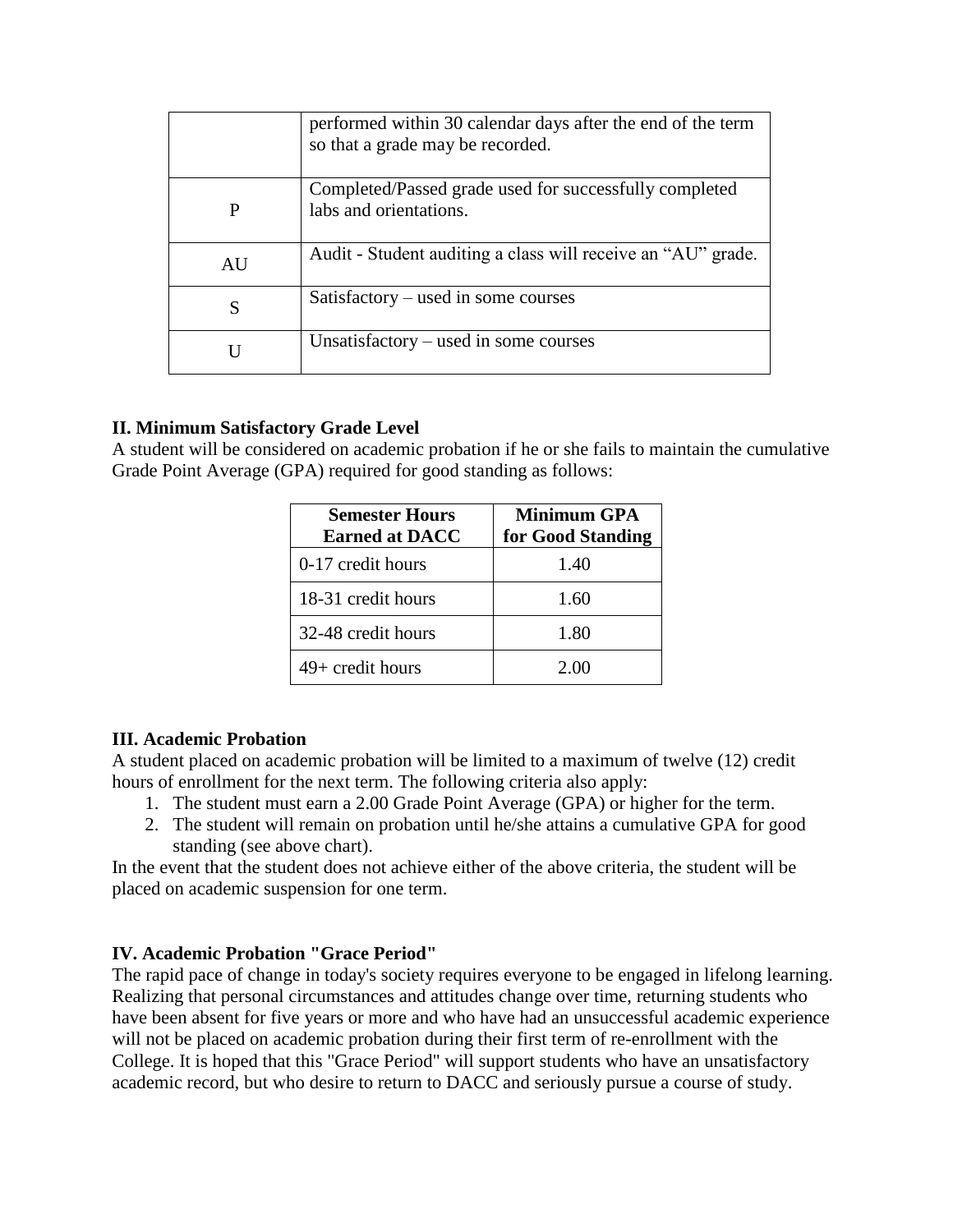| | |
|---|---|
| | performed within 30 calendar days after the end of the term so that a grade may be recorded. |
| P | Completed/Passed grade used for successfully completed labs and orientations. |
| AU | Audit - Student auditing a class will receive an "AU" grade. |
| S | Satisfactory – used in some courses |
| U | Unsatisfactory – used in some courses |

**II. Minimum Satisfactory Grade Level**

A student will be considered on academic probation if he or she fails to maintain the cumulative Grade Point Average (GPA) required for good standing as follows:

| Semester Hours Earned at DACC | Minimum GPA for Good Standing |
|---|---|
| 0-17 credit hours | 1.40 |
| 18-31 credit hours | 1.60 |
| 32-48 credit hours | 1.80 |
| 49+ credit hours | 2.00 |

**III. Academic Probation**

A student placed on academic probation will be limited to a maximum of twelve (12) credit hours of enrollment for the next term. The following criteria also apply:

1. The student must earn a 2.00 Grade Point Average (GPA) or higher for the term.
2. The student will remain on probation until he/she attains a cumulative GPA for good standing (see above chart).

In the event that the student does not achieve either of the above criteria, the student will be placed on academic suspension for one term.

**IV. Academic Probation "Grace Period"**

The rapid pace of change in today's society requires everyone to be engaged in lifelong learning. Realizing that personal circumstances and attitudes change over time, returning students who have been absent for five years or more and who have had an unsuccessful academic experience will not be placed on academic probation during their first term of re-enrollment with the College. It is hoped that this "Grace Period" will support students who have an unsatisfactory academic record, but who desire to return to DACC and seriously pursue a course of study.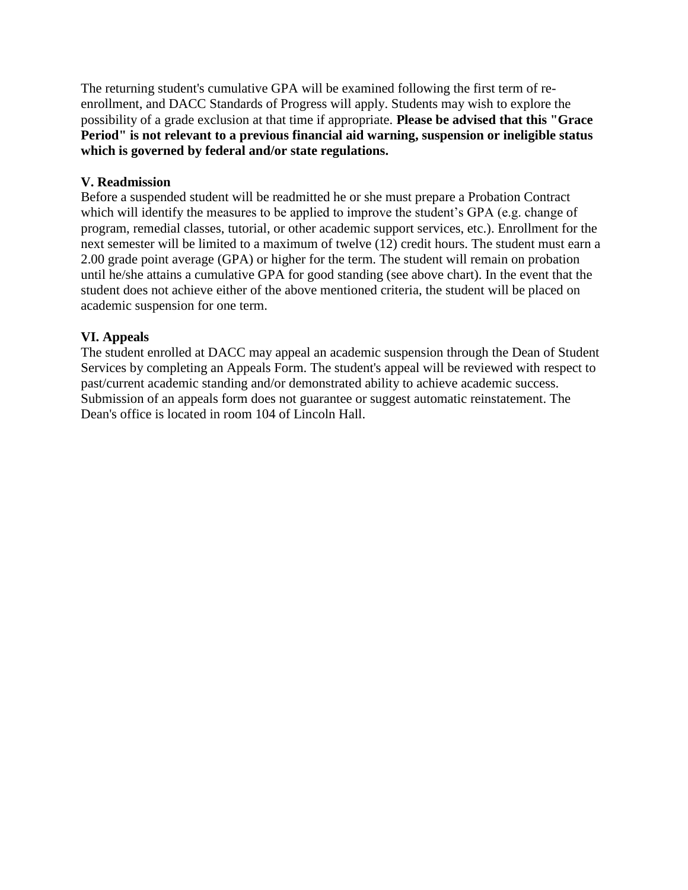The returning student's cumulative GPA will be examined following the first term of re-enrollment, and DACC Standards of Progress will apply. Students may wish to explore the possibility of a grade exclusion at that time if appropriate. **Please be advised that this "Grace Period" is not relevant to a previous financial aid warning, suspension or ineligible status which is governed by federal and/or state regulations.**

### V. Readmission

Before a suspended student will be readmitted he or she must prepare a Probation Contract which will identify the measures to be applied to improve the student's GPA (e.g. change of program, remedial classes, tutorial, or other academic support services, etc.). Enrollment for the next semester will be limited to a maximum of twelve (12) credit hours. The student must earn a 2.00 grade point average (GPA) or higher for the term. The student will remain on probation until he/she attains a cumulative GPA for good standing (see above chart). In the event that the student does not achieve either of the above mentioned criteria, the student will be placed on academic suspension for one term.

### VI. Appeals

The student enrolled at DACC may appeal an academic suspension through the Dean of Student Services by completing an Appeals Form. The student's appeal will be reviewed with respect to past/current academic standing and/or demonstrated ability to achieve academic success. Submission of an appeals form does not guarantee or suggest automatic reinstatement. The Dean's office is located in room 104 of Lincoln Hall.